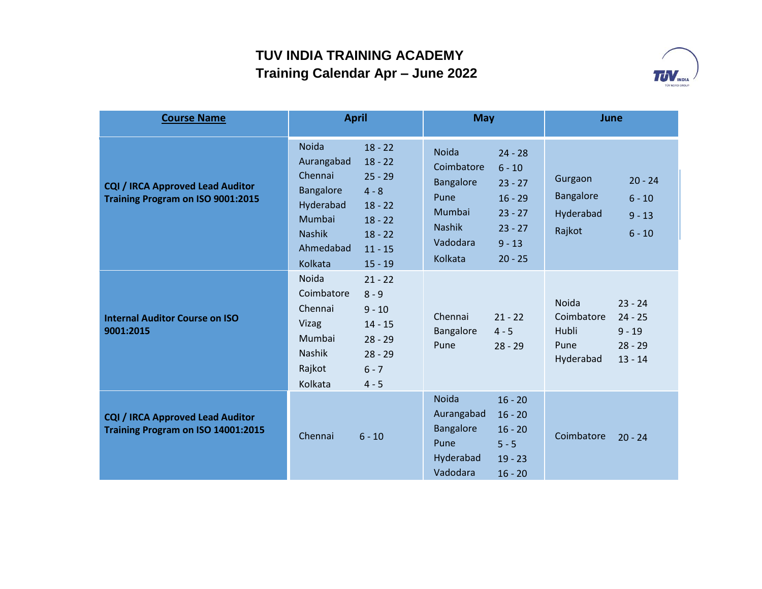# TUV INDIA TRAINING ACADEMY
## Training Calendar Apr – June 2022

| Course Name | April | | May | | June | |
|---|---|---|---|---|---|---|
| **CQI / IRCA Approved Lead Auditor Training Program on ISO 9001:2015** | Noida | 18 - 22 | Noida | 24 - 28 | Gurgaon | 20 - 24 |
| | Aurangabad | 18 - 22 | Coimbatore | 6 - 10 | Bangalore | 6 - 10 |
| | Chennai | 25 - 29 | Bangalore | 23 - 27 | Hyderabad | 9 - 13 |
| | Bangalore | 4 - 8 | Pune | 16 - 29 | Rajkot | 6 - 10 |
| | Hyderabad | 18 - 22 | Mumbai | 23 - 27 | | |
| | Mumbai | 18 - 22 | Nashik | 23 - 27 | | |
| | Nashik | 18 - 22 | Vadodara | 9 - 13 | | |
| | Ahmedabad | 11 - 15 | Kolkata | 20 - 25 | | |
| | Kolkata | 15 - 19 | | | | |
| **Internal Auditor Course on ISO 9001:2015** | Noida | 21 - 22 | Chennai | 21 - 22 | Noida | 23 - 24 |
| | Coimbatore | 8 - 9 | Bangalore | 4 - 5 | Coimbatore | 24 - 25 |
| | Chennai | 9 - 10 | Pune | 28 - 29 | Hubli | 9 - 19 |
| | Vizag | 14 - 15 | | | Pune | 28 - 29 |
| | Mumbai | 28 - 29 | | | Hyderabad | 13 - 14 |
| | Nashik | 28 - 29 | | | | |
| | Rajkot | 6 - 7 | | | | |
| | Kolkata | 4 - 5 | | | | |
| **CQI / IRCA Approved Lead Auditor Training Program on ISO 14001:2015** | Chennai | 6 - 10 | Noida | 16 - 20 | Coimbatore | 20 - 24 |
| | | | Aurangabad | 16 - 20 | | |
| | | | Bangalore | 16 - 20 | | |
| | | | Pune | 5 - 5 | | |
| | | | Hyderabad | 19 - 23 | | |
| | | | Vadodara | 16 - 20 | | |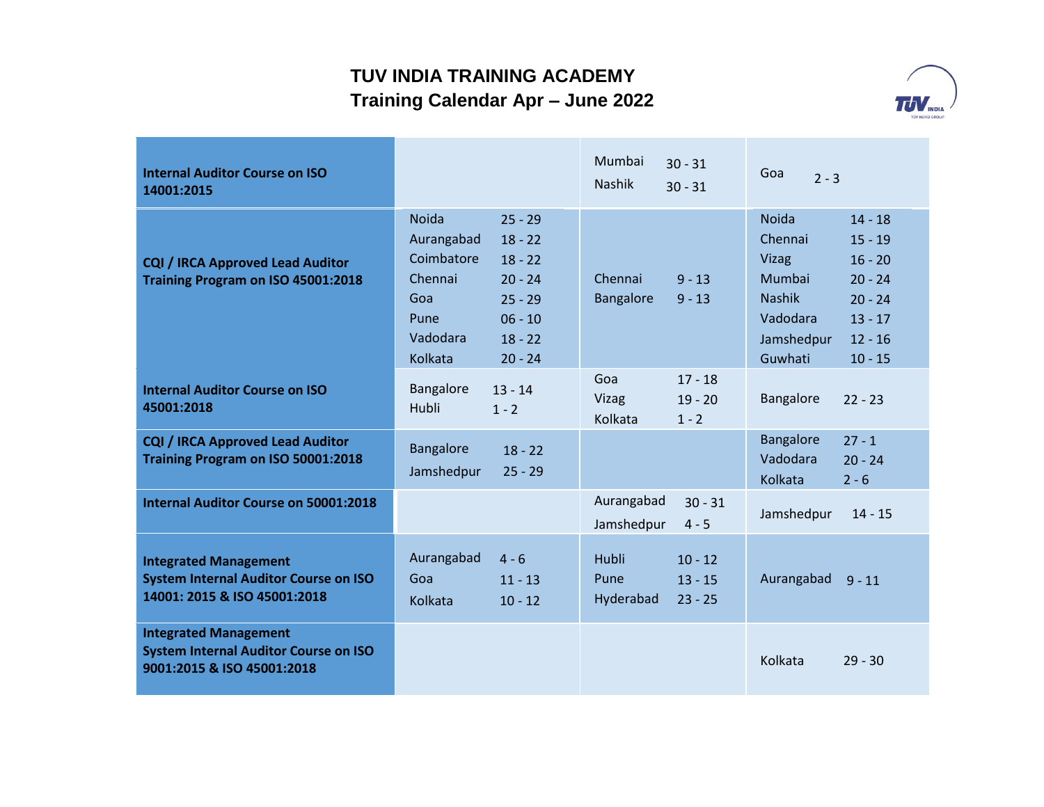# TUV INDIA TRAINING ACADEMY
## Training Calendar Apr – June 2022

| Course | April | May | June |
|---|---|---|---|
| **Internal Auditor Course on ISO 14001:2015** | | Mumbai 30 - 31<br>Nashik 30 - 31 | Goa 2 - 3 |
| **CQI / IRCA Approved Lead Auditor Training Program on ISO 45001:2018** | Noida 25 - 29<br>Aurangabad 18 - 22<br>Coimbatore 18 - 22<br>Chennai 20 - 24<br>Goa 25 - 29<br>Pune 06 - 10<br>Vadodara 18 - 22<br>Kolkata 20 - 24 | Chennai 9 - 13<br>Bangalore 9 - 13 | Noida 14 - 18<br>Chennai 15 - 19<br>Vizag 16 - 20<br>Mumbai 20 - 24<br>Nashik 20 - 24<br>Vadodara 13 - 17<br>Jamshedpur 12 - 16<br>Guwhati 10 - 15 |
| **Internal Auditor Course on ISO 45001:2018** | Bangalore 13 - 14<br>Hubli 1 - 2 | Goa 17 - 18<br>Vizag 19 - 20<br>Kolkata 1 - 2 | Bangalore 22 - 23 |
| **CQI / IRCA Approved Lead Auditor Training Program on ISO 50001:2018** | Bangalore 18 - 22<br>Jamshedpur 25 - 29 | | Bangalore 27 - 1<br>Vadodara 20 - 24<br>Kolkata 2 - 6 |
| **Internal Auditor Course on 50001:2018** | | Aurangabad 30 - 31<br>Jamshedpur 4 - 5 | Jamshedpur 14 - 15 |
| **Integrated Management System Internal Auditor Course on ISO 14001: 2015 & ISO 45001:2018** | Aurangabad 4 - 6<br>Goa 11 - 13<br>Kolkata 10 - 12 | Hubli 10 - 12<br>Pune 13 - 15<br>Hyderabad 23 - 25 | Aurangabad 9 - 11 |
| **Integrated Management System Internal Auditor Course on ISO 9001:2015 & ISO 45001:2018** | | | Kolkata 29 - 30 |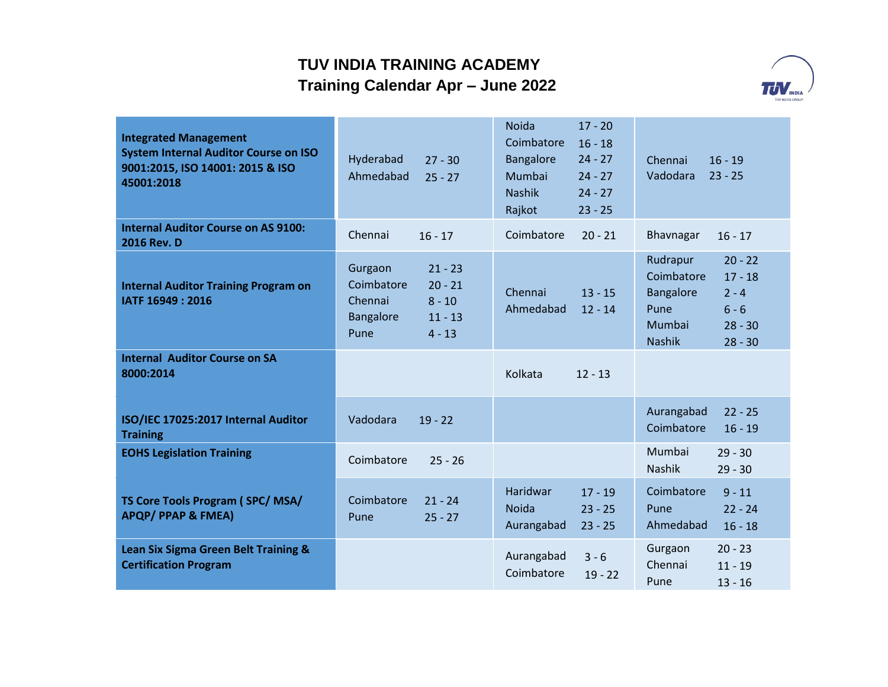# TUV INDIA TRAINING ACADEMY

## Training Calendar Apr – June 2022

| Course | April | May | June |
|---|---|---|---|
| **Integrated Management System Internal Auditor Course on ISO 9001:2015, ISO 14001: 2015 & ISO 45001:2018** | Hyderabad 27 - 30<br>Ahmedabad 25 - 27 | Noida 17 - 20<br>Coimbatore 16 - 18<br>Bangalore 24 - 27<br>Mumbai 24 - 27<br>Nashik 24 - 27<br>Rajkot 23 - 25 | Chennai 16 - 19<br>Vadodara 23 - 25 |
| **Internal Auditor Course on AS 9100: 2016 Rev. D** | Chennai 16 - 17 | Coimbatore 20 - 21 | Bhavnagar 16 - 17 |
| **Internal Auditor Training Program on IATF 16949 : 2016** | Gurgaon 21 - 23<br>Coimbatore 20 - 21<br>Chennai 8 - 10<br>Bangalore 11 - 13<br>Pune 4 - 13 | Chennai 13 - 15<br>Ahmedabad 12 - 14 | Rudrapur 20 - 22<br>Coimbatore 17 - 18<br>Bangalore 2 - 4<br>Pune 6 - 6<br>Mumbai 28 - 30<br>Nashik 28 - 30 |
| **Internal Auditor Course on SA 8000:2014** | | Kolkata 12 - 13 | |
| **ISO/IEC 17025:2017 Internal Auditor Training** | Vadodara 19 - 22 | | Aurangabad 22 - 25<br>Coimbatore 16 - 19 |
| **EOHS Legislation Training** | Coimbatore 25 - 26 | | Mumbai 29 - 30<br>Nashik 29 - 30 |
| **TS Core Tools Program ( SPC/ MSA/ APQP/ PPAP & FMEA)** | Coimbatore 21 - 24<br>Pune 25 - 27 | Haridwar 17 - 19<br>Noida 23 - 25<br>Aurangabad 23 - 25 | Coimbatore 9 - 11<br>Pune 22 - 24<br>Ahmedabad 16 - 18 |
| **Lean Six Sigma Green Belt Training & Certification Program** | | Aurangabad 3 - 6<br>Coimbatore 19 - 22 | Gurgaon 20 - 23<br>Chennai 11 - 19<br>Pune 13 - 16 |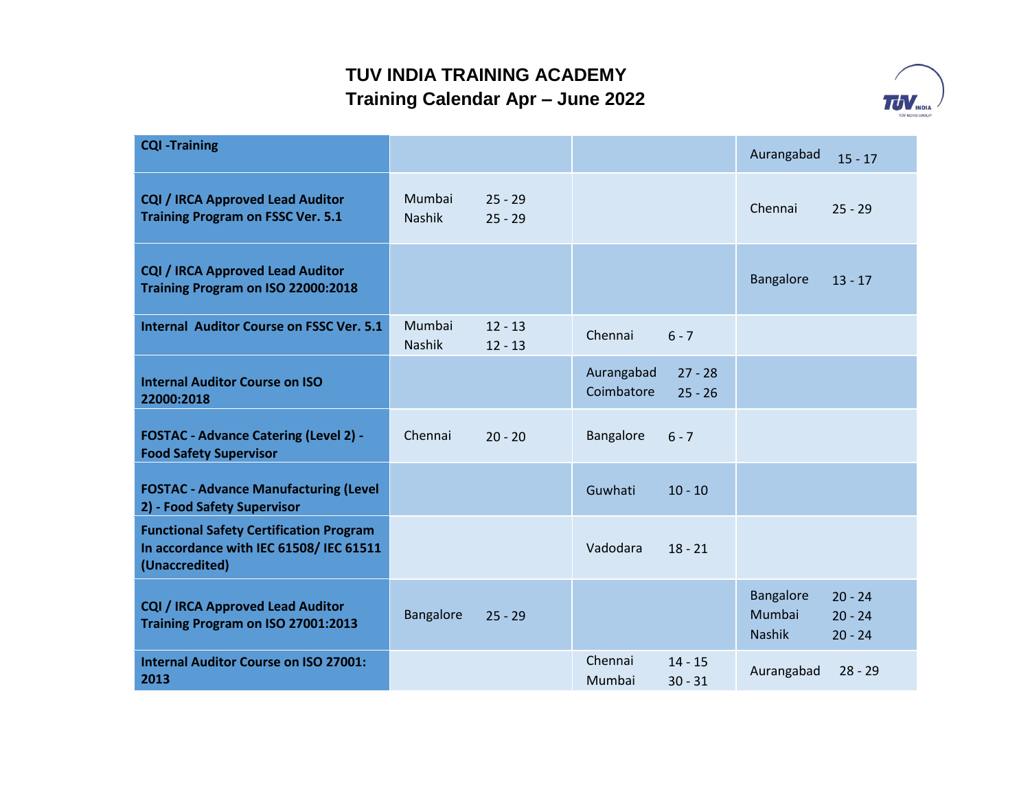# TUV INDIA TRAINING ACADEMY

## Training Calendar Apr – June 2022

| | | | |
|---|---|---|---|
| **CQI -Training** | | | Aurangabad 15 - 17 |
| **CQI / IRCA Approved Lead Auditor Training Program on FSSC Ver. 5.1** | Mumbai 25 - 29<br>Nashik 25 - 29 | | Chennai 25 - 29 |
| **CQI / IRCA Approved Lead Auditor Training Program on ISO 22000:2018** | | | Bangalore 13 - 17 |
| **Internal Auditor Course on FSSC Ver. 5.1** | Mumbai 12 - 13<br>Nashik 12 - 13 | Chennai 6 - 7 | |
| **Internal Auditor Course on ISO 22000:2018** | | Aurangabad 27 - 28<br>Coimbatore 25 - 26 | |
| **FOSTAC - Advance Catering (Level 2) - Food Safety Supervisor** | Chennai 20 - 20 | Bangalore 6 - 7 | |
| **FOSTAC - Advance Manufacturing (Level 2) - Food Safety Supervisor** | | Guwhati 10 - 10 | |
| **Functional Safety Certification Program In accordance with IEC 61508/ IEC 61511 (Unaccredited)** | | Vadodara 18 - 21 | |
| **CQI / IRCA Approved Lead Auditor Training Program on ISO 27001:2013** | Bangalore 25 - 29 | | Bangalore 20 - 24<br>Mumbai 20 - 24<br>Nashik 20 - 24 |
| **Internal Auditor Course on ISO 27001: 2013** | | Chennai 14 - 15<br>Mumbai 30 - 31 | Aurangabad 28 - 29 |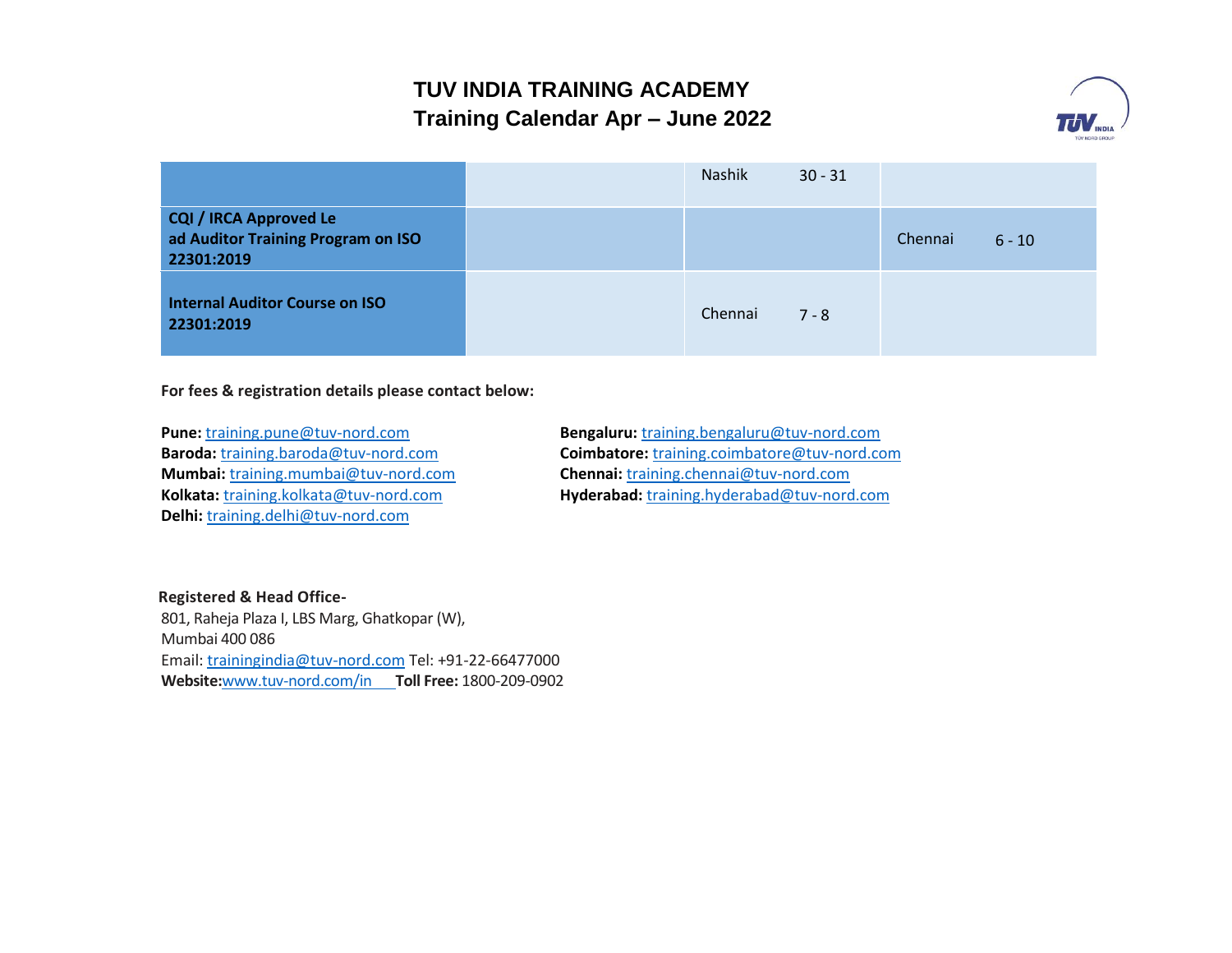# TUV INDIA TRAINING ACADEMY

## Training Calendar Apr – June 2022

| | | | |
|---|---|---|---|
| | | Nashik 30 - 31 | |
| **CQI / IRCA Approved Lead Auditor Training Program on ISO 22301:2019** | | | Chennai 6 - 10 |
| **Internal Auditor Course on ISO 22301:2019** | | Chennai 7 - 8 | |

**For fees & registration details please contact below:**

**Pune:** training.pune@tuv-nord.com
**Baroda:** training.baroda@tuv-nord.com
**Mumbai:** training.mumbai@tuv-nord.com
**Kolkata:** training.kolkata@tuv-nord.com
**Delhi:** training.delhi@tuv-nord.com

**Bengaluru:** training.bengaluru@tuv-nord.com
**Coimbatore:** training.coimbatore@tuv-nord.com
**Chennai:** training.chennai@tuv-nord.com
**Hyderabad:** training.hyderabad@tuv-nord.com

**Registered & Head Office-**
801, Raheja Plaza I, LBS Marg, Ghatkopar (W),
Mumbai 400 086
Email: trainingindia@tuv-nord.com Tel: +91-22-66477000
**Website:**www.tuv-nord.com/in **Toll Free:** 1800-209-0902